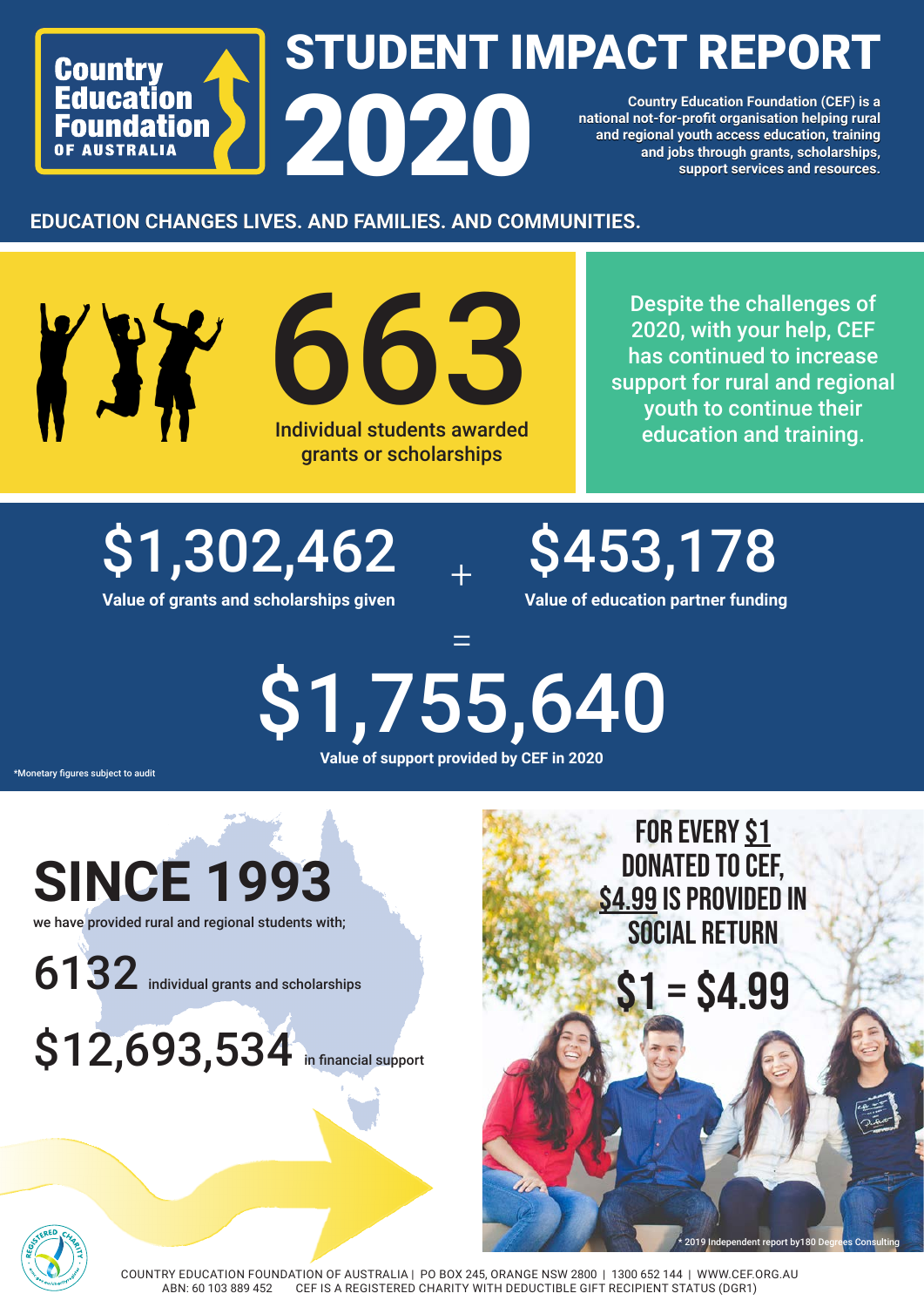Country Education Foundation OF AUSTRALIA

# STUDENT IMPACT REPORT 2020

**Country Education Foundation (CEF) is a national not-for-profit organisation helping rural and regional youth access education, training and jobs through grants, scholarships, support services and resources.**

## EDUCATION CHANGES LIVES. AND FAMILIES. AND COMMUNITIES.

# 663

Individual students awarded grants or scholarships

Despite the challenges of 2020, with your help, CEF has continued to increase support for rural and regional youth to continue their education and training.

## $1,302,462

**Value of grants and scholarships given**

+

## $453,178

**Value of education partner funding**

=

# $1,755,640

**Value of support provided by CEF in 2020**

*Monetary figures subject to audit

# SINCE 1993

we have provided rural and regional students with;

**6132** individual grants and scholarships

**$12,693,534** in financial support

## FOR EVERY $1 DONATED TO CEF, $4.99 IS PROVIDED IN SOCIAL RETURN

## $1 = $4.99

* 2019 Independent report by180 Degrees Consulting

REGISTERED CHARITY

COUNTRY EDUCATION FOUNDATION OF AUSTRALIA | PO BOX 245, ORANGE NSW 2800 | 1300 652 144 | WWW.CEF.ORG.AU
ABN: 60 103 889 452 CEF IS A REGISTERED CHARITY WITH DEDUCTIBLE GIFT RECIPIENT STATUS (DGR1)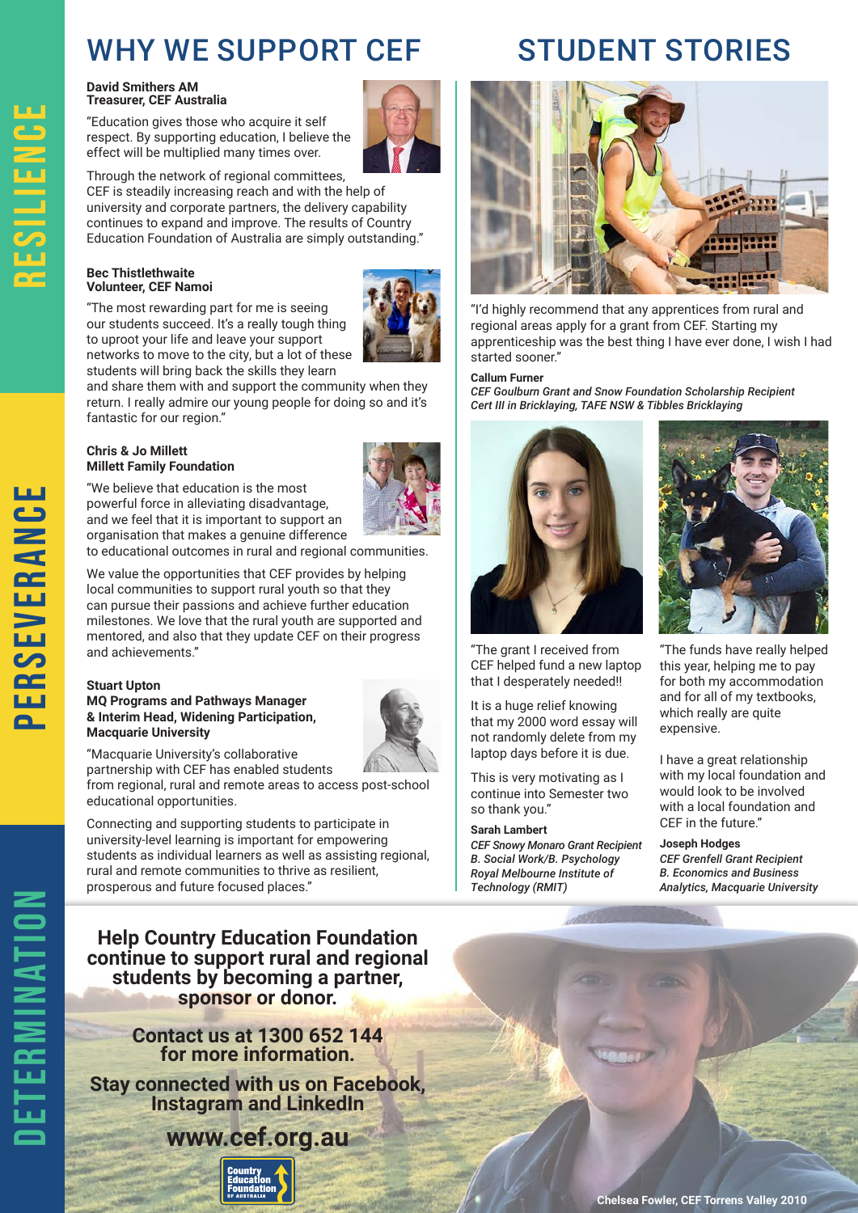RESILIENCE

PERSEVERANCE

DETERMINATION

# WHY WE SUPPORT CEF

**David Smithers AM**
**Treasurer, CEF Australia**

"Education gives those who acquire it self respect. By supporting education, I believe the effect will be multiplied many times over.

Through the network of regional committees, CEF is steadily increasing reach and with the help of university and corporate partners, the delivery capability continues to expand and improve. The results of Country Education Foundation of Australia are simply outstanding."

**Bec Thistlethwaite**
**Volunteer, CEF Namoi**

"The most rewarding part for me is seeing our students succeed. It's a really tough thing to uproot your life and leave your support networks to move to the city, but a lot of these students will bring back the skills they learn and share them with and support the community when they return. I really admire our young people for doing so and it's fantastic for our region."

**Chris & Jo Millett**
**Millett Family Foundation**

"We believe that education is the most powerful force in alleviating disadvantage, and we feel that it is important to support an organisation that makes a genuine difference to educational outcomes in rural and regional communities.

We value the opportunities that CEF provides by helping local communities to support rural youth so that they can pursue their passions and achieve further education milestones. We love that the rural youth are supported and mentored, and also that they update CEF on their progress and achievements."

**Stuart Upton**
**MQ Programs and Pathways Manager & Interim Head, Widening Participation, Macquarie University**

"Macquarie University's collaborative partnership with CEF has enabled students from regional, rural and remote areas to access post-school educational opportunities.

Connecting and supporting students to participate in university-level learning is important for empowering students as individual learners as well as assisting regional, rural and remote communities to thrive as resilient, prosperous and future focused places."

# STUDENT STORIES

"I'd highly recommend that any apprentices from rural and regional areas apply for a grant from CEF. Starting my apprenticeship was the best thing I have ever done, I wish I had started sooner."

**Callum Furner**
*CEF Goulburn Grant and Snow Foundation Scholarship Recipient*
*Cert III in Bricklaying, TAFE NSW & Tibbles Bricklaying*

"The grant I received from CEF helped fund a new laptop that I desperately needed!!

It is a huge relief knowing that my 2000 word essay will not randomly delete from my laptop days before it is due.

This is very motivating as I continue into Semester two so thank you."

**Sarah Lambert**
*CEF Snowy Monaro Grant Recipient*
*B. Social Work/B. Psychology*
*Royal Melbourne Institute of Technology (RMIT)*

"The funds have really helped this year, helping me to pay for both my accommodation and for all of my textbooks, which really are quite expensive.

I have a great relationship with my local foundation and would look to be involved with a local foundation and CEF in the future."

**Joseph Hodges**
*CEF Grenfell Grant Recipient*
*B. Economics and Business Analytics, Macquarie University*

**Help Country Education Foundation continue to support rural and regional students by becoming a partner, sponsor or donor.**

**Contact us at 1300 652 144 for more information.**

**Stay connected with us on Facebook, Instagram and LinkedIn**

**www.cef.org.au**

Country Education Foundation OF AUSTRALIA

Chelsea Fowler, CEF Torrens Valley 2010